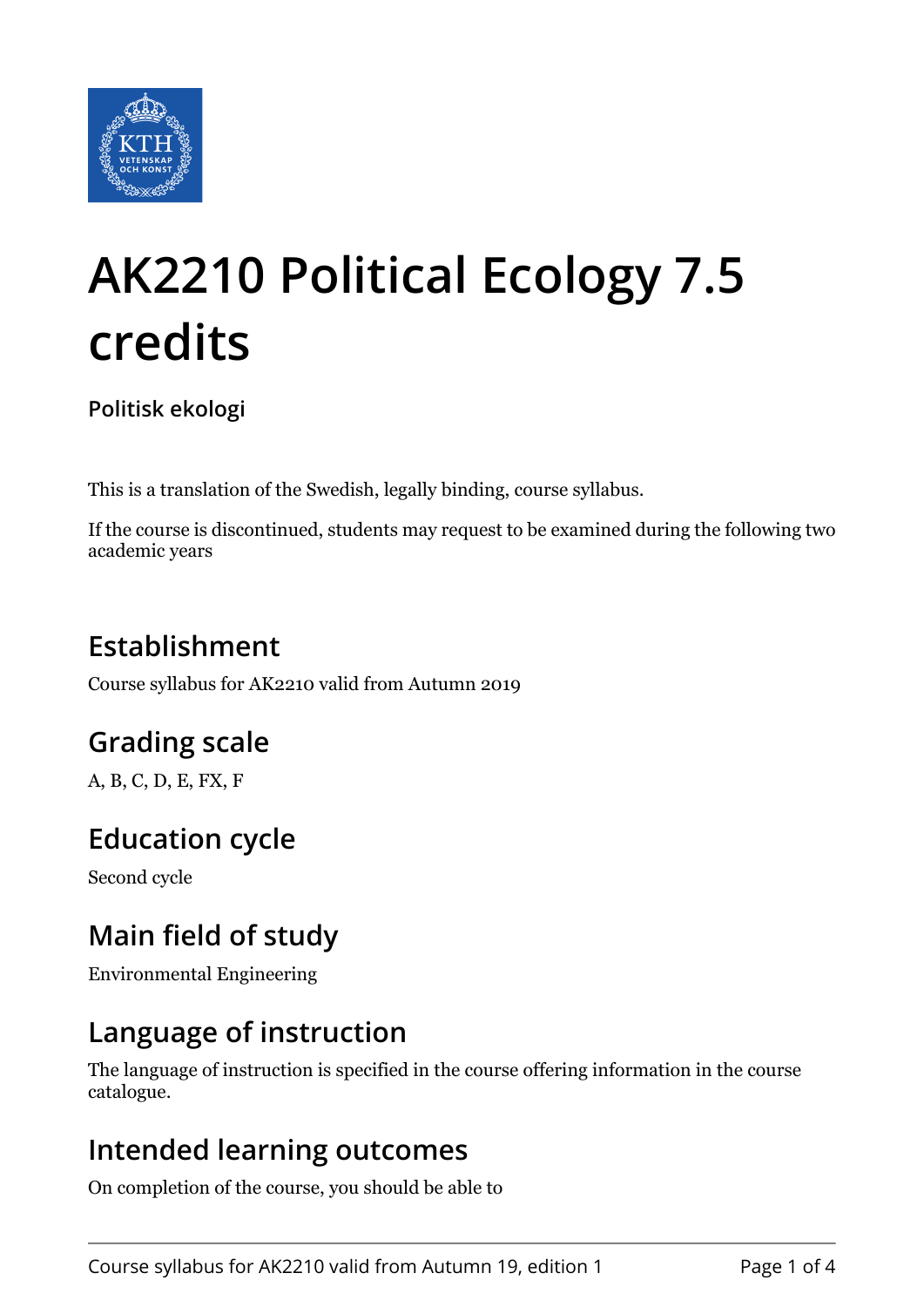# AK2210 Political Ecology 7.5 credits

**Politisk ekologi**

This is a translation of the Swedish, legally binding, course syllabus.

If the course is discontinued, students may request to be examined during the following two academic years

## Establishment

Course syllabus for AK2210 valid from Autumn 2019

## Grading scale

A, B, C, D, E, FX, F

## Education cycle

Second cycle

## Main field of study

Environmental Engineering

## Language of instruction

The language of instruction is specified in the course offering information in the course catalogue.

## Intended learning outcomes

On completion of the course, you should be able to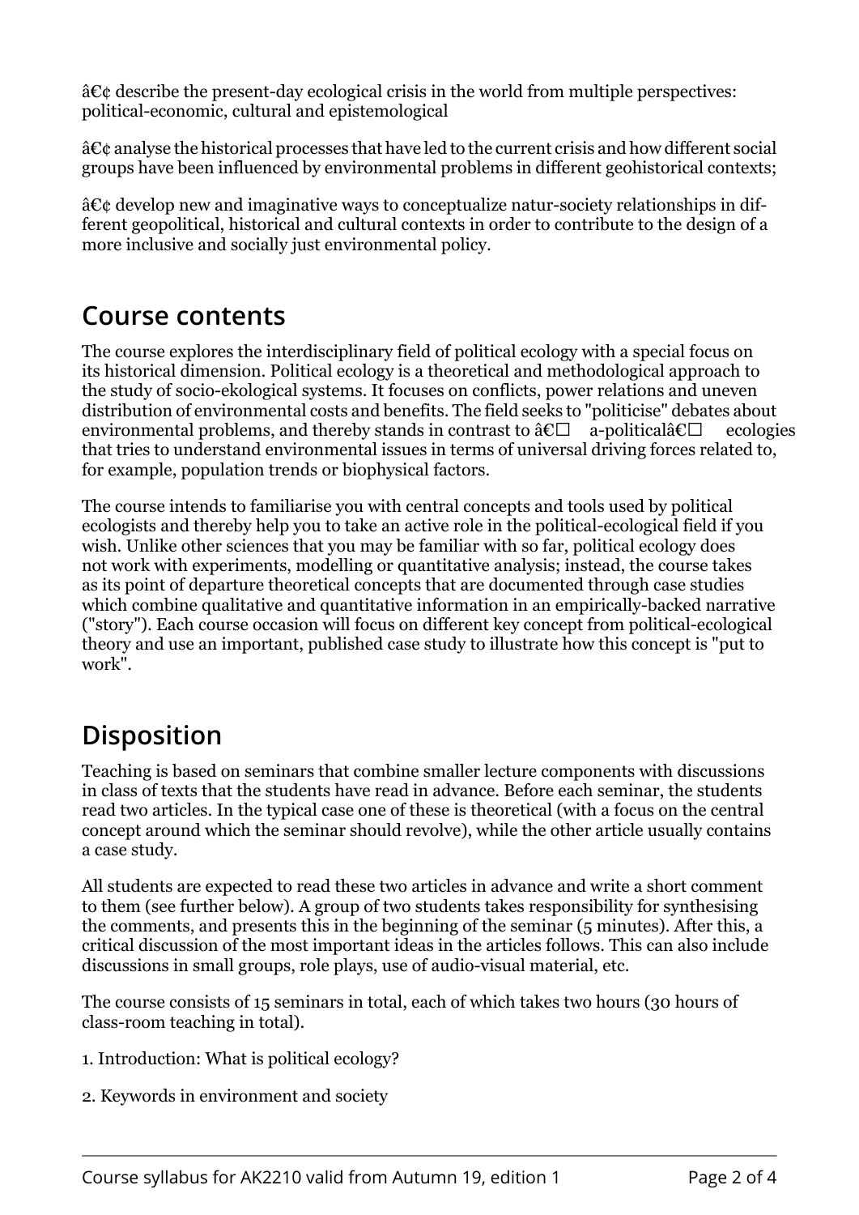â€¢ describe the present-day ecological crisis in the world from multiple perspectives: political-economic, cultural and epistemological

â€¢ analyse the historical processes that have led to the current crisis and how different social groups have been influenced by environmental problems in different geohistorical contexts;

â€¢ develop new and imaginative ways to conceptualize natur-society relationships in different geopolitical, historical and cultural contexts in order to contribute to the design of a more inclusive and socially just environmental policy.

## Course contents

The course explores the interdisciplinary field of political ecology with a special focus on its historical dimension. Political ecology is a theoretical and methodological approach to the study of socio-ekological systems. It focuses on conflicts, power relations and uneven distribution of environmental costs and benefits. The field seeks to "politicise" debates about environmental problems, and thereby stands in contrast to â€□ a-politicalâ€□ ecologies that tries to understand environmental issues in terms of universal driving forces related to, for example, population trends or biophysical factors.

The course intends to familiarise you with central concepts and tools used by political ecologists and thereby help you to take an active role in the political-ecological field if you wish. Unlike other sciences that you may be familiar with so far, political ecology does not work with experiments, modelling or quantitative analysis; instead, the course takes as its point of departure theoretical concepts that are documented through case studies which combine qualitative and quantitative information in an empirically-backed narrative ("story"). Each course occasion will focus on different key concept from political-ecological theory and use an important, published case study to illustrate how this concept is "put to work".

## Disposition

Teaching is based on seminars that combine smaller lecture components with discussions in class of texts that the students have read in advance. Before each seminar, the students read two articles. In the typical case one of these is theoretical (with a focus on the central concept around which the seminar should revolve), while the other article usually contains a case study.

All students are expected to read these two articles in advance and write a short comment to them (see further below). A group of two students takes responsibility for synthesising the comments, and presents this in the beginning of the seminar (5 minutes). After this, a critical discussion of the most important ideas in the articles follows. This can also include discussions in small groups, role plays, use of audio-visual material, etc.

The course consists of 15 seminars in total, each of which takes two hours (30 hours of class-room teaching in total).

1. Introduction: What is political ecology?

2. Keywords in environment and society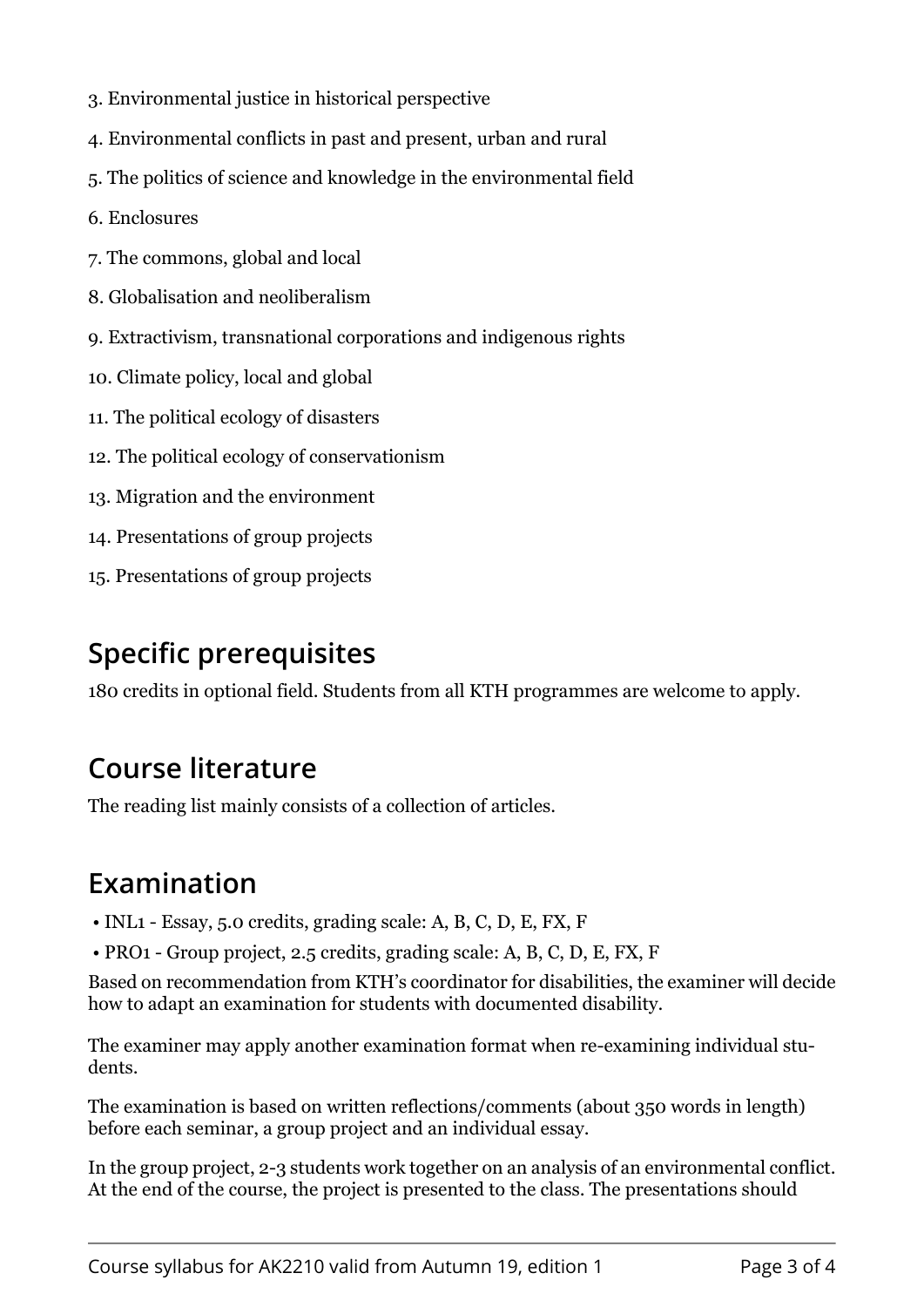3. Environmental justice in historical perspective

4. Environmental conflicts in past and present, urban and rural

5. The politics of science and knowledge in the environmental field

6. Enclosures

7. The commons, global and local

8. Globalisation and neoliberalism

9. Extractivism, transnational corporations and indigenous rights

10. Climate policy, local and global

11. The political ecology of disasters

12. The political ecology of conservationism

13. Migration and the environment

14. Presentations of group projects

15. Presentations of group projects

## Specific prerequisites

180 credits in optional field. Students from all KTH programmes are welcome to apply.

## Course literature

The reading list mainly consists of a collection of articles.

## Examination

- INL1 - Essay, 5.0 credits, grading scale: A, B, C, D, E, FX, F
- PRO1 - Group project, 2.5 credits, grading scale: A, B, C, D, E, FX, F

Based on recommendation from KTH's coordinator for disabilities, the examiner will decide how to adapt an examination for students with documented disability.

The examiner may apply another examination format when re-examining individual students.

The examination is based on written reflections/comments (about 350 words in length) before each seminar, a group project and an individual essay.

In the group project, 2-3 students work together on an analysis of an environmental conflict. At the end of the course, the project is presented to the class. The presentations should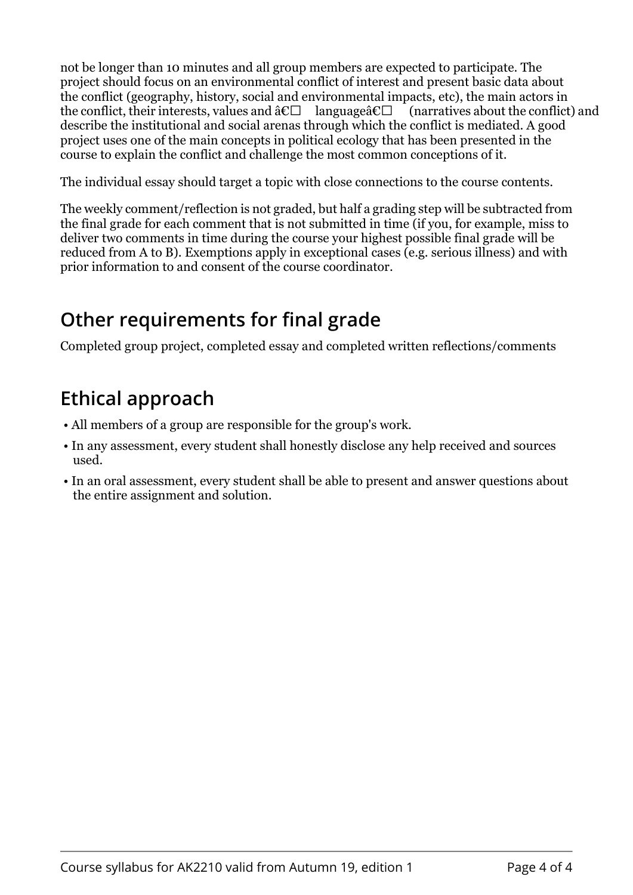not be longer than 10 minutes and all group members are expected to participate. The project should focus on an environmental conflict of interest and present basic data about the conflict (geography, history, social and environmental impacts, etc), the main actors in the conflict, their interests, values and â€□ languageâ€□ (narratives about the conflict) and describe the institutional and social arenas through which the conflict is mediated. A good project uses one of the main concepts in political ecology that has been presented in the course to explain the conflict and challenge the most common conceptions of it.

The individual essay should target a topic with close connections to the course contents.

The weekly comment/reflection is not graded, but half a grading step will be subtracted from the final grade for each comment that is not submitted in time (if you, for example, miss to deliver two comments in time during the course your highest possible final grade will be reduced from A to B). Exemptions apply in exceptional cases (e.g. serious illness) and with prior information to and consent of the course coordinator.

## Other requirements for final grade

Completed group project, completed essay and completed written reflections/comments

## Ethical approach

- All members of a group are responsible for the group's work.
- In any assessment, every student shall honestly disclose any help received and sources used.
- In an oral assessment, every student shall be able to present and answer questions about the entire assignment and solution.